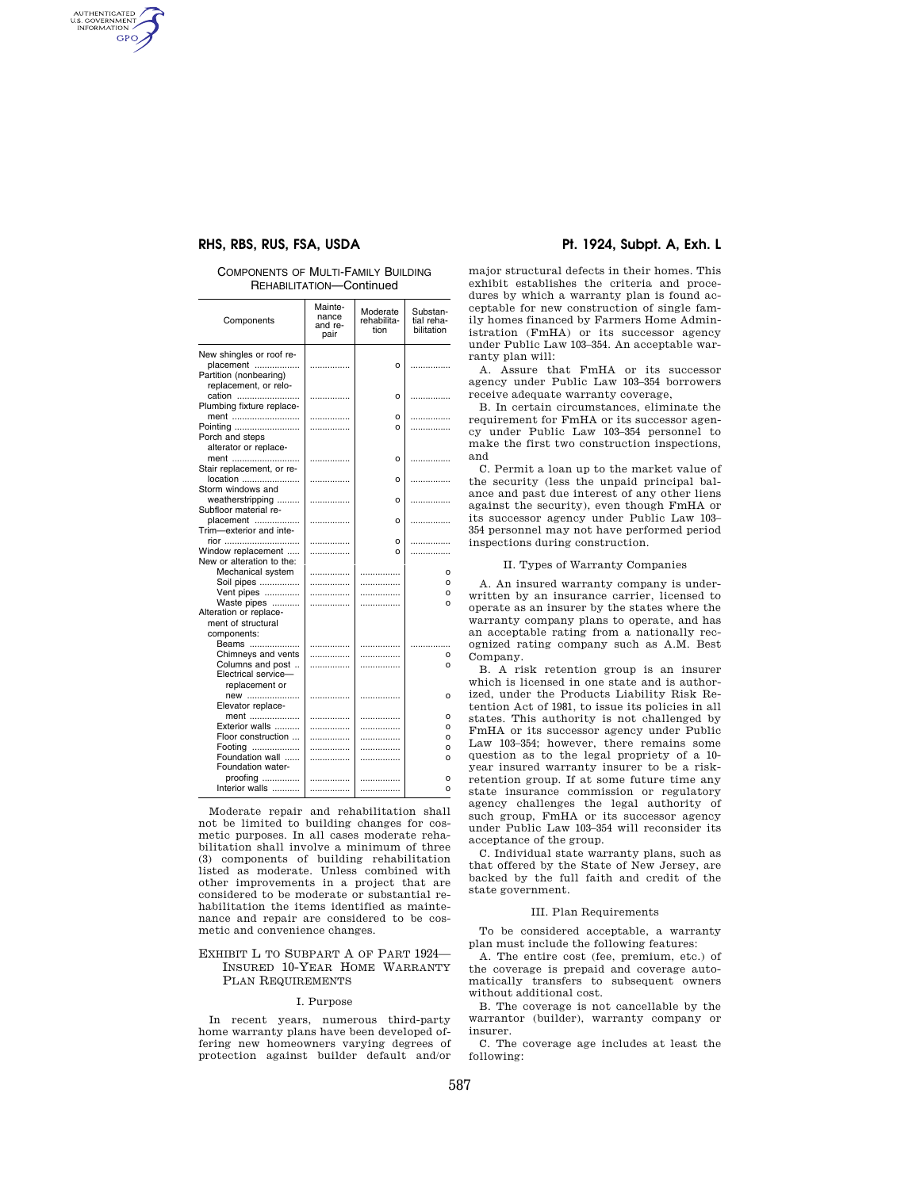COMPONENTS OF MULTI-FAMILY BUILDING REHABILITATION—Continued

| Components | Maintenance and repair | Moderate rehabilitation | Substantial rehabilitation |
|---|---|---|---|
| New shingles or roof replacement | | o | |
| Partition (nonbearing) replacement, or relocation | | o | |
| Plumbing fixture replacement | | o | |
| Pointing | | o | |
| Porch and steps alterator or replacement | | o | |
| Stair replacement, or relocation | | o | |
| Storm windows and weatherstripping | | o | |
| Subfloor material replacement | | o | |
| Trim—exterior and interior | | o | |
| Window replacement | | o | |
| New or alteration to the: | | | |
| Mechanical system | | | o |
| Soil pipes | | | o |
| Vent pipes | | | o |
| Waste pipes | | | o |
| Alteration or replacement of structural components: | | | |
| Beams | | | |
| Chimneys and vents | | | o |
| Columns and post | | | o |
| Electrical service—replacement or new | | | o |
| Elevator replacement | | | o |
| Exterior walls | | | o |
| Floor construction | | | o |
| Footing | | | o |
| Foundation wall | | | o |
| Foundation waterproofing | | | o |
| Interior walls | | | o |

Moderate repair and rehabilitation shall not be limited to building changes for cosmetic purposes. In all cases moderate rehabilitation shall involve a minimum of three (3) components of building rehabilitation listed as moderate. Unless combined with other improvements in a project that are considered to be moderate or substantial rehabilitation the items identified as maintenance and repair are considered to be cosmetic and convenience changes.

## EXHIBIT L TO SUBPART A OF PART 1924—INSURED 10-YEAR HOME WARRANTY PLAN REQUIREMENTS

### I. Purpose

In recent years, numerous third-party home warranty plans have been developed offering new homeowners varying degrees of protection against builder default and/or major structural defects in their homes. This exhibit establishes the criteria and procedures by which a warranty plan is found acceptable for new construction of single family homes financed by Farmers Home Administration (FmHA) or its successor agency under Public Law 103–354. An acceptable warranty plan will:

A. Assure that FmHA or its successor agency under Public Law 103–354 borrowers receive adequate warranty coverage,

B. In certain circumstances, eliminate the requirement for FmHA or its successor agency under Public Law 103–354 personnel to make the first two construction inspections, and

C. Permit a loan up to the market value of the security (less the unpaid principal balance and past due interest of any other liens against the security), even though FmHA or its successor agency under Public Law 103–354 personnel may not have performed period inspections during construction.

### II. Types of Warranty Companies

A. An insured warranty company is underwritten by an insurance carrier, licensed to operate as an insurer by the states where the warranty company plans to operate, and has an acceptable rating from a nationally recognized rating company such as A.M. Best Company.

B. A risk retention group is an insurer which is licensed in one state and is authorized, under the Products Liability Risk Retention Act of 1981, to issue its policies in all states. This authority is not challenged by FmHA or its successor agency under Public Law 103–354; however, there remains some question as to the legal propriety of a 10-year insured warranty insurer to be a risk-retention group. If at some future time any state insurance commission or regulatory agency challenges the legal authority of such group, FmHA or its successor agency under Public Law 103–354 will reconsider its acceptance of the group.

C. Individual state warranty plans, such as that offered by the State of New Jersey, are backed by the full faith and credit of the state government.

### III. Plan Requirements

To be considered acceptable, a warranty plan must include the following features:

A. The entire cost (fee, premium, etc.) of the coverage is prepaid and coverage automatically transfers to subsequent owners without additional cost.

B. The coverage is not cancellable by the warrantor (builder), warranty company or insurer.

C. The coverage age includes at least the following: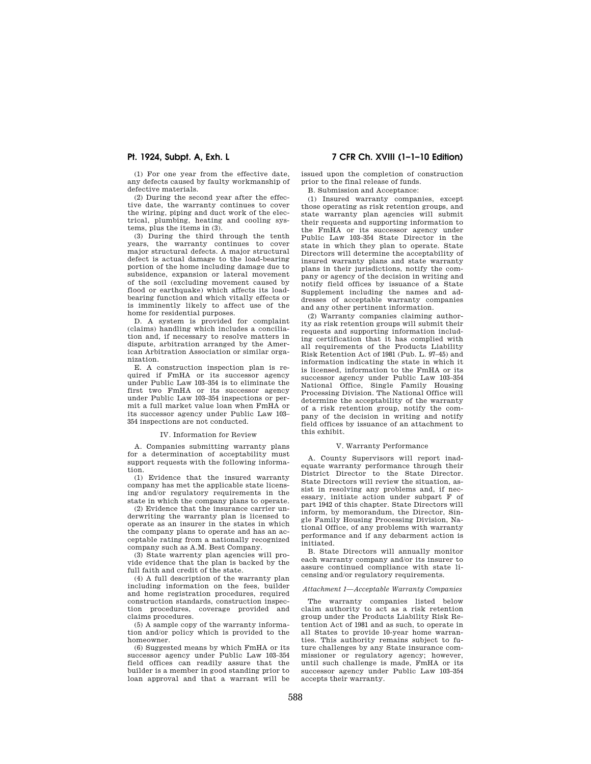(1) For one year from the effective date, any defects caused by faulty workmanship of defective materials.

(2) During the second year after the effective date, the warranty continues to cover the wiring, piping and duct work of the electrical, plumbing, heating and cooling systems, plus the items in (3).

(3) During the third through the tenth years, the warranty continues to cover major structural defects. A major structural defect is actual damage to the load-bearing portion of the home including damage due to subsidence, expansion or lateral movement of the soil (excluding movement caused by flood or earthquake) which affects its load-bearing function and which vitally effects or is imminently likely to affect use of the home for residential purposes.

D. A system is provided for complaint (claims) handling which includes a conciliation and, if necessary to resolve matters in dispute, arbitration arranged by the American Arbitration Association or similar organization.

E. A construction inspection plan is required if FmHA or its successor agency under Public Law 103–354 is to eliminate the first two FmHA or its successor agency under Public Law 103–354 inspections or permit a full market value loan when FmHA or its successor agency under Public Law 103–354 inspections are not conducted.

## IV. Information for Review

A. Companies submitting warranty plans for a determination of acceptability must support requests with the following information.

(1) Evidence that the insured warranty company has met the applicable state licensing and/or regulatory requirements in the state in which the company plans to operate.

(2) Evidence that the insurance carrier underwriting the warranty plan is licensed to operate as an insurer in the states in which the company plans to operate and has an acceptable rating from a nationally recognized company such as A.M. Best Company.

(3) State warrenty plan agencies will provide evidence that the plan is backed by the full faith and credit of the state.

(4) A full description of the warranty plan including information on the fees, builder and home registration procedures, required construction standards, construction inspection procedures, coverage provided and claims procedures.

(5) A sample copy of the warranty information and/or policy which is provided to the homeowner.

(6) Suggested means by which FmHA or its successor agency under Public Law 103–354 field offices can readily assure that the builder is a member in good standing prior to loan approval and that a warrant will be issued upon the completion of construction prior to the final release of funds.

B. Submission and Acceptance:

(1) Insured warranty companies, except those operating as risk retention groups, and state warranty plan agencies will submit their requests and supporting information to the FmHA or its successor agency under Public Law 103–354 State Director in the state in which they plan to operate. State Directors will determine the acceptability of insured warranty plans and state warranty plans in their jurisdictions, notify the company or agency of the decision in writing and notify field offices by issuance of a State Supplement including the names and addresses of acceptable warranty companies and any other pertinent information.

(2) Warranty companies claiming authority as risk retention groups will submit their requests and supporting information including certification that it has complied with all requirements of the Products Liability Risk Retention Act of 1981 (Pub. L. 97–45) and information indicating the state in which it is licensed, information to the FmHA or its successor agency under Public Law 103–354 National Office, Single Family Housing Processing Division. The National Office will determine the acceptability of the warranty of a risk retention group, notify the company of the decision in writing and notify field offices by issuance of an attachment to this exhibit.

## V. Warranty Performance

A. County Supervisors will report inadequate warranty performance through their District Director to the State Director. State Directors will review the situation, assist in resolving any problems and, if necessary, initiate action under subpart F of part 1942 of this chapter. State Directors will inform, by memorandum, the Director, Single Family Housing Processing Division, National Office, of any problems with warranty performance and if any debarment action is initiated.

B. State Directors will annually monitor each warranty company and/or its insurer to assure continued compliance with state licensing and/or regulatory requirements.

*Attachment 1—Acceptable Warranty Companies*

The warranty companies listed below claim authority to act as a risk retention group under the Products Liability Risk Retention Act of 1981 and as such, to operate in all States to provide 10-year home warranties. This authority remains subject to future challenges by any State insurance commissioner or regulatory agency; however, until such challenge is made, FmHA or its successor agency under Public Law 103–354 accepts their warranty.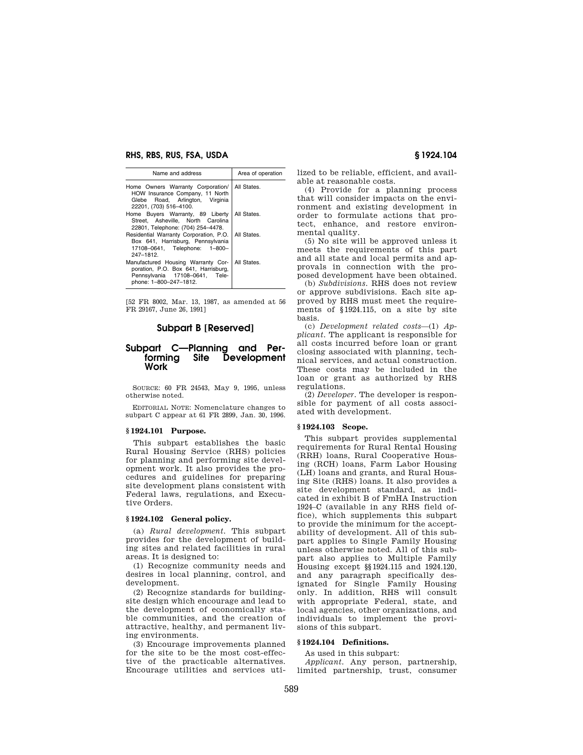| Name and address | Area of operation |
| --- | --- |
| Home Owners Warranty Corporation/ HOW Insurance Company, 11 North Glebe Road, Arlington, Virginia 22201, (703) 516–4100. | All States. |
| Home Buyers Warranty, 89 Liberty Street, Asheville, North Carolina 22801, Telephone: (704) 254–4478. | All States. |
| Residential Warranty Corporation, P.O. Box 641, Harrisburg, Pennsylvania 17108–0641, Telephone: 1–800–247–1812. | All States. |
| Manufactured Housing Warranty Corporation, P.O. Box 641, Harrisburg, Pennsylvania 17108–0641, Telephone: 1–800–247–1812. | All States. |

[52 FR 8002, Mar. 13, 1987, as amended at 56 FR 29167, June 26, 1991]

## Subpart B [Reserved]

## Subpart C—Planning and Performing Site Development Work

SOURCE: 60 FR 24543, May 9, 1995, unless otherwise noted.

EDITORIAL NOTE: Nomenclature changes to subpart C appear at 61 FR 2899, Jan. 30, 1996.

### § 1924.101 Purpose.

This subpart establishes the basic Rural Housing Service (RHS) policies for planning and performing site development work. It also provides the procedures and guidelines for preparing site development plans consistent with Federal laws, regulations, and Executive Orders.

### § 1924.102 General policy.

(a) *Rural development.* This subpart provides for the development of building sites and related facilities in rural areas. It is designed to:

(1) Recognize community needs and desires in local planning, control, and development.

(2) Recognize standards for building-site design which encourage and lead to the development of economically stable communities, and the creation of attractive, healthy, and permanent living environments.

(3) Encourage improvements planned for the site to be the most cost-effective of the practicable alternatives. Encourage utilities and services utilized to be reliable, efficient, and available at reasonable costs.

(4) Provide for a planning process that will consider impacts on the environment and existing development in order to formulate actions that protect, enhance, and restore environmental quality.

(5) No site will be approved unless it meets the requirements of this part and all state and local permits and approvals in connection with the proposed development have been obtained.

(b) *Subdivisions.* RHS does not review or approve subdivisions. Each site approved by RHS must meet the requirements of §1924.115, on a site by site basis.

(c) *Development related costs*—(1) *Applicant.* The applicant is responsible for all costs incurred before loan or grant closing associated with planning, technical services, and actual construction. These costs may be included in the loan or grant as authorized by RHS regulations.

(2) *Developer.* The developer is responsible for payment of all costs associated with development.

### § 1924.103 Scope.

This subpart provides supplemental requirements for Rural Rental Housing (RRH) loans, Rural Cooperative Housing (RCH) loans, Farm Labor Housing (LH) loans and grants, and Rural Housing Site (RHS) loans. It also provides a site development standard, as indicated in exhibit B of FmHA Instruction 1924–C (available in any RHS field office), which supplements this subpart to provide the minimum for the acceptability of development. All of this subpart applies to Single Family Housing unless otherwise noted. All of this subpart also applies to Multiple Family Housing except §§1924.115 and 1924.120, and any paragraph specifically designated for Single Family Housing only. In addition, RHS will consult with appropriate Federal, state, and local agencies, other organizations, and individuals to implement the provisions of this subpart.

### § 1924.104 Definitions.

As used in this subpart:

*Applicant.* Any person, partnership, limited partnership, trust, consumer